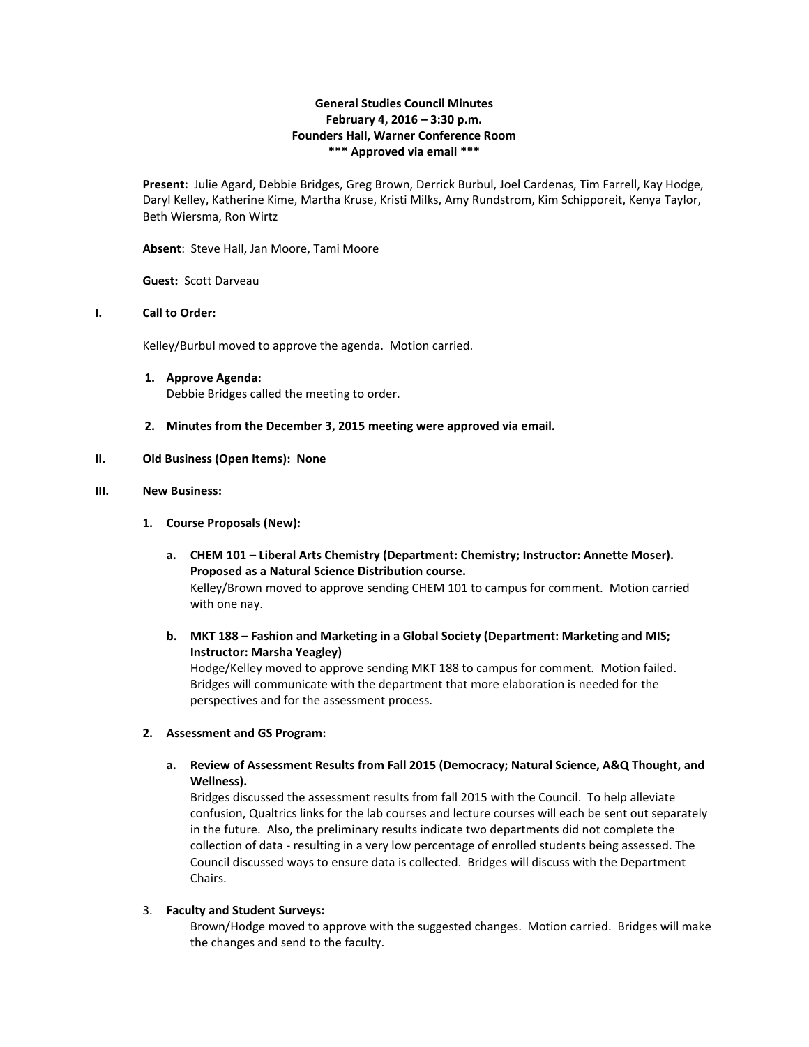**General Studies Council Minutes**
**February 4, 2016 – 3:30 p.m.**
**Founders Hall, Warner Conference Room**
**\*\*\* Approved via email \*\*\***

**Present:** Julie Agard, Debbie Bridges, Greg Brown, Derrick Burbul, Joel Cardenas, Tim Farrell, Kay Hodge, Daryl Kelley, Katherine Kime, Martha Kruse, Kristi Milks, Amy Rundstrom, Kim Schipporeit, Kenya Taylor, Beth Wiersma, Ron Wirtz

**Absent**: Steve Hall, Jan Moore, Tami Moore

**Guest:** Scott Darveau

**I. Call to Order:**

Kelley/Burbul moved to approve the agenda. Motion carried.

1. **Approve Agenda:**
   Debbie Bridges called the meeting to order.

2. **Minutes from the December 3, 2015 meeting were approved via email.**

**II. Old Business (Open Items): None**

**III. New Business:**

1. **Course Proposals (New):**

   a. **CHEM 101 – Liberal Arts Chemistry (Department: Chemistry; Instructor: Annette Moser). Proposed as a Natural Science Distribution course.**
   Kelley/Brown moved to approve sending CHEM 101 to campus for comment. Motion carried with one nay.

   b. **MKT 188 – Fashion and Marketing in a Global Society (Department: Marketing and MIS; Instructor: Marsha Yeagley)**
   Hodge/Kelley moved to approve sending MKT 188 to campus for comment. Motion failed. Bridges will communicate with the department that more elaboration is needed for the perspectives and for the assessment process.

2. **Assessment and GS Program:**

   a. **Review of Assessment Results from Fall 2015 (Democracy; Natural Science, A&Q Thought, and Wellness).**
   Bridges discussed the assessment results from fall 2015 with the Council. To help alleviate confusion, Qualtrics links for the lab courses and lecture courses will each be sent out separately in the future. Also, the preliminary results indicate two departments did not complete the collection of data - resulting in a very low percentage of enrolled students being assessed. The Council discussed ways to ensure data is collected. Bridges will discuss with the Department Chairs.

3. **Faculty and Student Surveys:**
   Brown/Hodge moved to approve with the suggested changes. Motion carried. Bridges will make the changes and send to the faculty.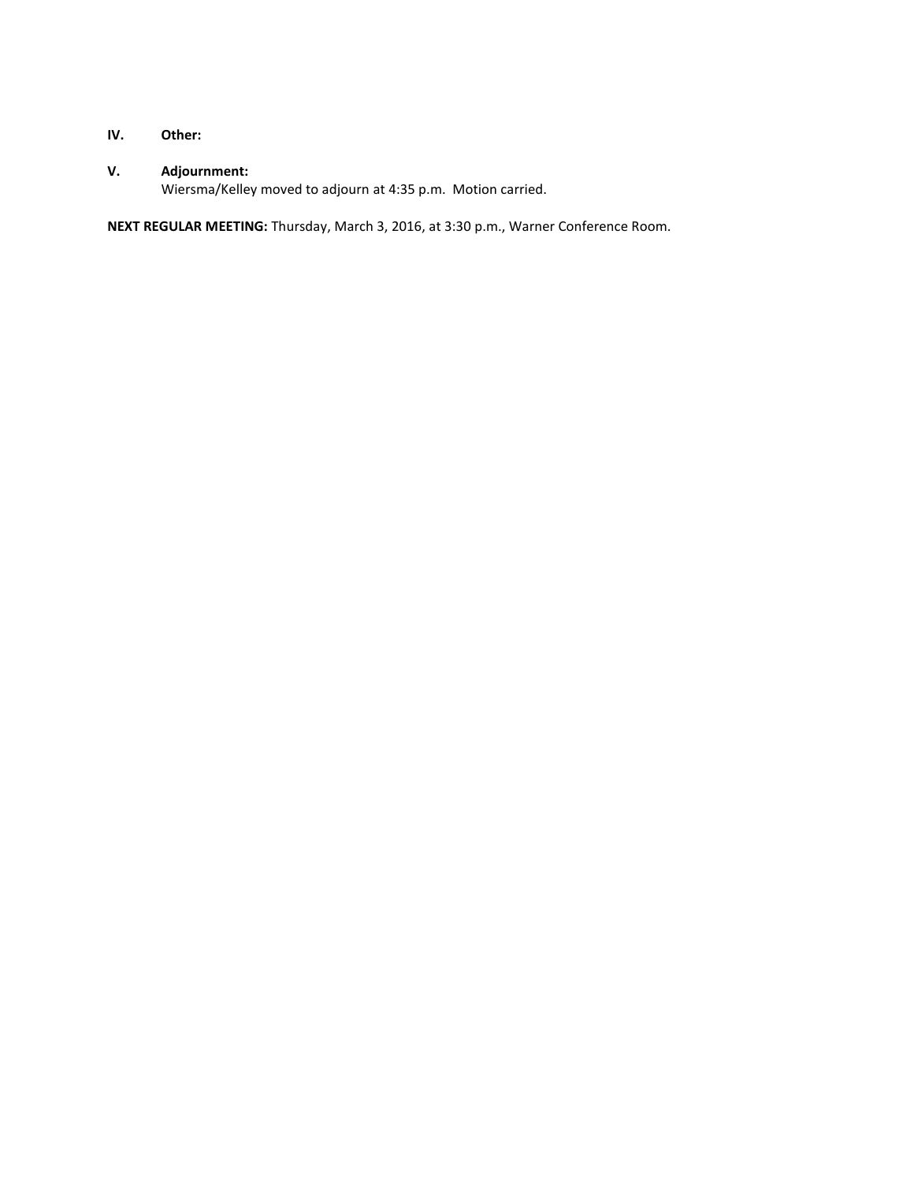**IV. Other:**

**V. Adjournment:**

Wiersma/Kelley moved to adjourn at 4:35 p.m. Motion carried.

**NEXT REGULAR MEETING:** Thursday, March 3, 2016, at 3:30 p.m., Warner Conference Room.